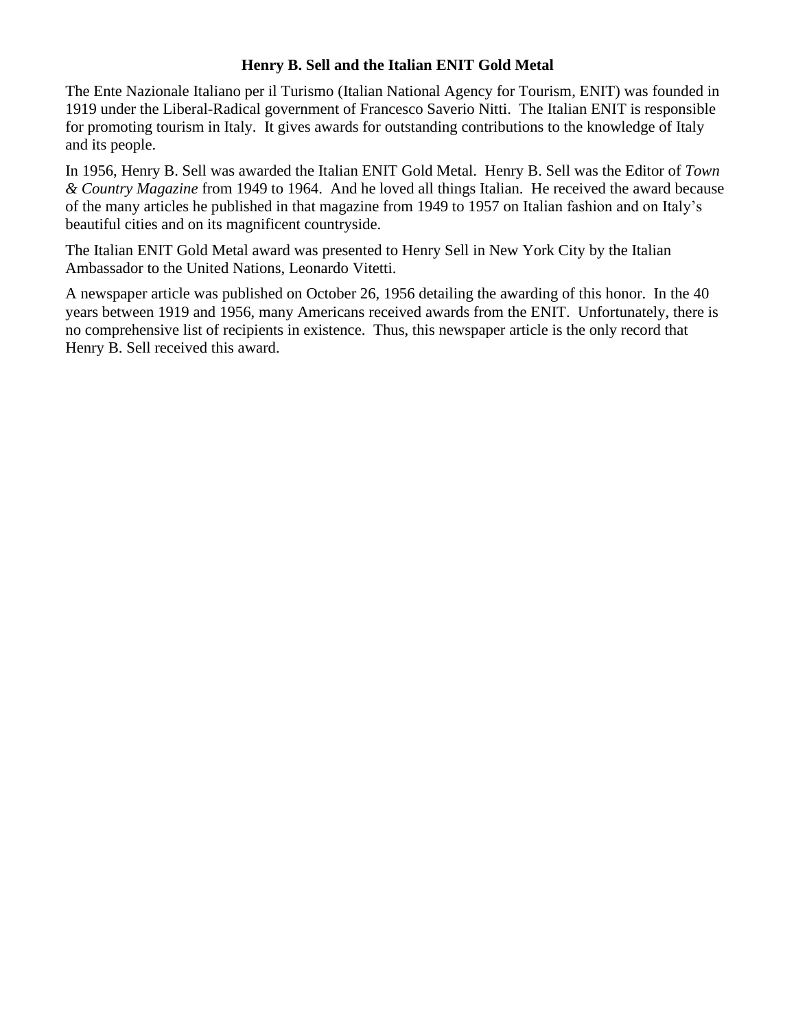# Henry B. Sell and the Italian ENIT Gold Metal

The Ente Nazionale Italiano per il Turismo (Italian National Agency for Tourism, ENIT) was founded in 1919 under the Liberal-Radical government of Francesco Saverio Nitti. The Italian ENIT is responsible for promoting tourism in Italy. It gives awards for outstanding contributions to the knowledge of Italy and its people.

In 1956, Henry B. Sell was awarded the Italian ENIT Gold Metal. Henry B. Sell was the Editor of *Town & Country Magazine* from 1949 to 1964. And he loved all things Italian. He received the award because of the many articles he published in that magazine from 1949 to 1957 on Italian fashion and on Italy's beautiful cities and on its magnificent countryside.

The Italian ENIT Gold Metal award was presented to Henry Sell in New York City by the Italian Ambassador to the United Nations, Leonardo Vitetti.

A newspaper article was published on October 26, 1956 detailing the awarding of this honor. In the 40 years between 1919 and 1956, many Americans received awards from the ENIT. Unfortunately, there is no comprehensive list of recipients in existence. Thus, this newspaper article is the only record that Henry B. Sell received this award.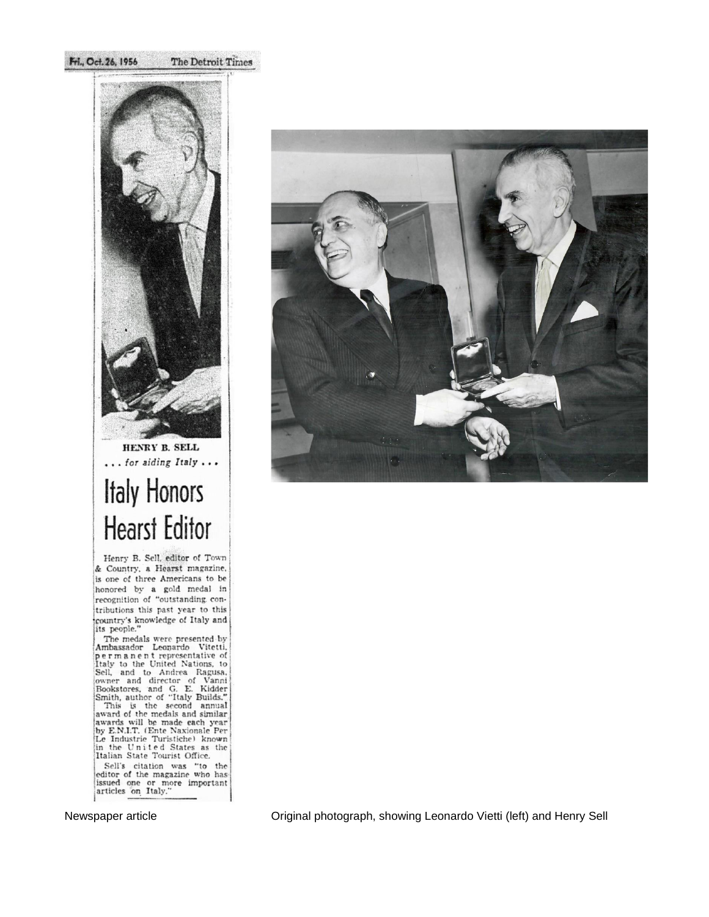Fri., Oct. 26, 1956 The Detroit Times

HENRY B. SELL

*. . . for aiding Italy . . .*

# Italy Honors Hearst Editor

Henry B. Sell, editor of Town & Country, a Hearst magazine, is one of three Americans to be honored by a gold medal in recognition of "outstanding contributions this past year to this country's knowledge of Italy and its people."

The medals were presented by Ambassador Leonardo Vitetti, permanent representative of Italy to the United Nations, to Sell, and to Andrea Ragusa, owner and director of Vanni Bookstores, and G. E. Kidder Smith, author of "Italy Builds."

This is the second annual award of the medals and similar awards will be made each year by E.N.I.T. (Ente Naxionale Per Le Industrie Turistiche) known in the United States as the Italian State Tourist Office.

Sell's citation was "to the editor of the magazine who has issued one or more important articles on Italy."

Newspaper article

Original photograph, showing Leonardo Vietti (left) and Henry Sell